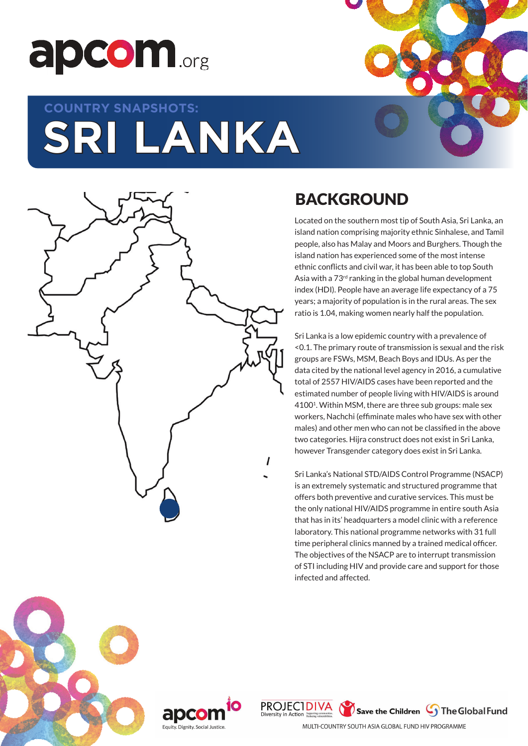apcom.org

COUNTRY SNAPSHOTS:

# SRI LANKA

## BACKGROUND

Located on the southern most tip of South Asia, Sri Lanka, an island nation comprising majority ethnic Sinhalese, and Tamil people, also has Malay and Moors and Burghers. Though the island nation has experienced some of the most intense ethnic conflicts and civil war, it has been able to top South Asia with a 73rd ranking in the global human development index (HDI). People have an average life expectancy of a 75 years; a majority of population is in the rural areas. The sex ratio is 1.04, making women nearly half the population.

Sri Lanka is a low epidemic country with a prevalence of <0.1. The primary route of transmission is sexual and the risk groups are FSWs, MSM, Beach Boys and IDUs. As per the data cited by the national level agency in 2016, a cumulative total of 2557 HIV/AIDS cases have been reported and the estimated number of people living with HIV/AIDS is around 4100[1]. Within MSM, there are three sub groups: male sex workers, Nachchi (effiminate males who have sex with other males) and other men who can not be classified in the above two categories. Hijra construct does not exist in Sri Lanka, however Transgender category does exist in Sri Lanka.

Sri Lanka's National STD/AIDS Control Programme (NSACP) is an extremely systematic and structured programme that offers both preventive and curative services. This must be the only national HIV/AIDS programme in entire south Asia that has in its' headquarters a model clinic with a reference laboratory. This national programme networks with 31 full time peripheral clinics manned by a trained medical officer. The objectives of the NSACP are to interrupt transmission of STI including HIV and provide care and support for those infected and affected.

apcom 10 — Equity. Dignity. Social Justice.

PROJECT DIVA — Diversity in Action | Save the Children | The Global Fund

MULTI-COUNTRY SOUTH ASIA GLOBAL FUND HIV PROGRAMME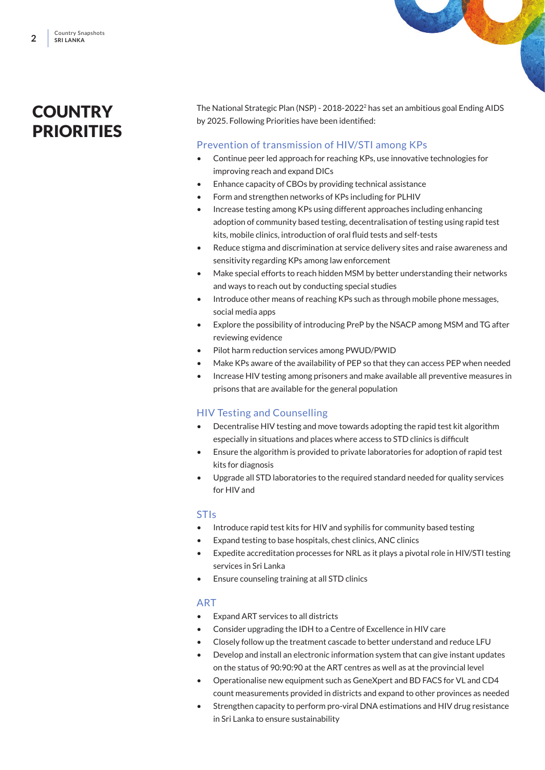# COUNTRY PRIORITIES

The National Strategic Plan (NSP) - 2018-2022[2] has set an ambitious goal Ending AIDS by 2025. Following Priorities have been identified:

## Prevention of transmission of HIV/STI among KPs

- Continue peer led approach for reaching KPs, use innovative technologies for improving reach and expand DICs
- Enhance capacity of CBOs by providing technical assistance
- Form and strengthen networks of KPs including for PLHIV
- Increase testing among KPs using different approaches including enhancing adoption of community based testing, decentralisation of testing using rapid test kits, mobile clinics, introduction of oral fluid tests and self-tests
- Reduce stigma and discrimination at service delivery sites and raise awareness and sensitivity regarding KPs among law enforcement
- Make special efforts to reach hidden MSM by better understanding their networks and ways to reach out by conducting special studies
- Introduce other means of reaching KPs such as through mobile phone messages, social media apps
- Explore the possibility of introducing PreP by the NSACP among MSM and TG after reviewing evidence
- Pilot harm reduction services among PWUD/PWID
- Make KPs aware of the availability of PEP so that they can access PEP when needed
- Increase HIV testing among prisoners and make available all preventive measures in prisons that are available for the general population

## HIV Testing and Counselling

- Decentralise HIV testing and move towards adopting the rapid test kit algorithm especially in situations and places where access to STD clinics is difficult
- Ensure the algorithm is provided to private laboratories for adoption of rapid test kits for diagnosis
- Upgrade all STD laboratories to the required standard needed for quality services for HIV and

## STIs

- Introduce rapid test kits for HIV and syphilis for community based testing
- Expand testing to base hospitals, chest clinics, ANC clinics
- Expedite accreditation processes for NRL as it plays a pivotal role in HIV/STI testing services in Sri Lanka
- Ensure counseling training at all STD clinics

## ART

- Expand ART services to all districts
- Consider upgrading the IDH to a Centre of Excellence in HIV care
- Closely follow up the treatment cascade to better understand and reduce LFU
- Develop and install an electronic information system that can give instant updates on the status of 90:90:90 at the ART centres as well as at the provincial level
- Operationalise new equipment such as GeneXpert and BD FACS for VL and CD4 count measurements provided in districts and expand to other provinces as needed
- Strengthen capacity to perform pro-viral DNA estimations and HIV drug resistance in Sri Lanka to ensure sustainability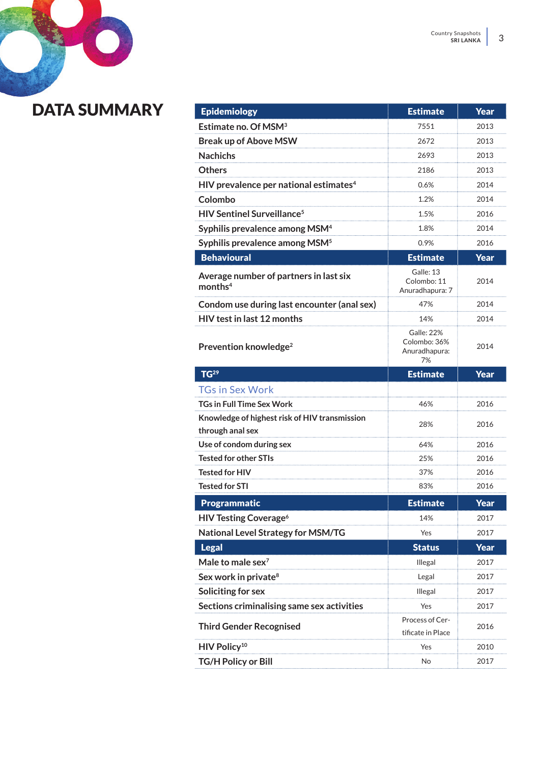# DATA SUMMARY

| Epidemiology | Estimate | Year |
|---|---|---|
| Estimate no. Of MSM[3] | 7551 | 2013 |
| Break up of Above MSW | 2672 | 2013 |
| Nachichs | 2693 | 2013 |
| Others | 2186 | 2013 |
| HIV prevalence per national estimates[4] | 0.6% | 2014 |
| Colombo | 1.2% | 2014 |
| HIV Sentinel Surveillance[5] | 1.5% | 2016 |
| Syphilis prevalence among MSM[4] | 1.8% | 2014 |
| Syphilis prevalence among MSM[5] | 0.9% | 2016 |
| **Behavioural** | **Estimate** | **Year** |
| Average number of partners in last six months[4] | Galle: 13 Colombo: 11 Anuradhapura: 7 | 2014 |
| Condom use during last encounter (anal sex) | 47% | 2014 |
| HIV test in last 12 months | 14% | 2014 |
| Prevention knowledge[2] | Galle: 22% Colombo: 36% Anuradhapura: 7% | 2014 |
| **TG[29]** | **Estimate** | **Year** |
| TGs in Sex Work | | |
| TGs in Full Time Sex Work | 46% | 2016 |
| Knowledge of highest risk of HIV transmission through anal sex | 28% | 2016 |
| Use of condom during sex | 64% | 2016 |
| Tested for other STIs | 25% | 2016 |
| Tested for HIV | 37% | 2016 |
| Tested for STI | 83% | 2016 |
| **Programmatic** | **Estimate** | **Year** |
| HIV Testing Coverage[6] | 14% | 2017 |
| National Level Strategy for MSM/TG | Yes | 2017 |
| **Legal** | **Status** | **Year** |
| Male to male sex[7] | Illegal | 2017 |
| Sex work in private[8] | Legal | 2017 |
| Soliciting for sex | Illegal | 2017 |
| Sections criminalising same sex activities | Yes | 2017 |
| Third Gender Recognised | Process of Certificate in Place | 2016 |
| HIV Policy[10] | Yes | 2010 |
| TG/H Policy or Bill | No | 2017 |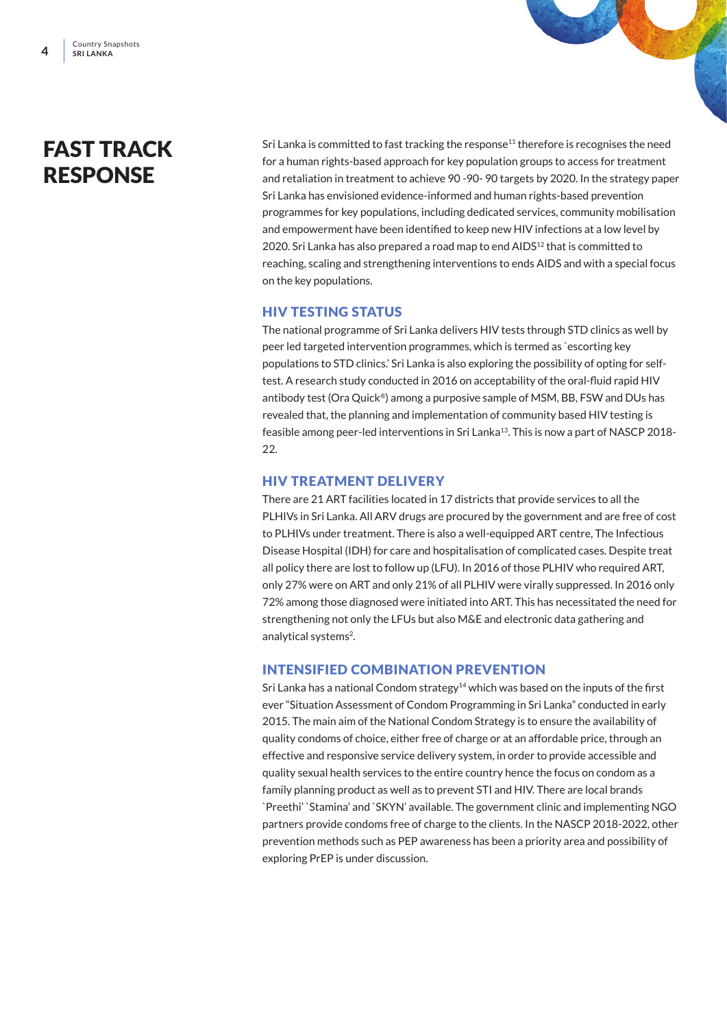# FAST TRACK RESPONSE

Sri Lanka is committed to fast tracking the response[11] therefore is recognises the need for a human rights-based approach for key population groups to access for treatment and retaliation in treatment to achieve 90 -90- 90 targets by 2020. In the strategy paper Sri Lanka has envisioned evidence-informed and human rights-based prevention programmes for key populations, including dedicated services, community mobilisation and empowerment have been identified to keep new HIV infections at a low level by 2020. Sri Lanka has also prepared a road map to end AIDS[12] that is committed to reaching, scaling and strengthening interventions to ends AIDS and with a special focus on the key populations.

## HIV TESTING STATUS

The national programme of Sri Lanka delivers HIV tests through STD clinics as well by peer led targeted intervention programmes, which is termed as `escorting key populations to STD clinics.' Sri Lanka is also exploring the possibility of opting for self-test. A research study conducted in 2016 on acceptability of the oral-fluid rapid HIV antibody test (Ora Quick®) among a purposive sample of MSM, BB, FSW and DUs has revealed that, the planning and implementation of community based HIV testing is feasible among peer-led interventions in Sri Lanka[13]. This is now a part of NASCP 2018-22.

## HIV TREATMENT DELIVERY

There are 21 ART facilities located in 17 districts that provide services to all the PLHIVs in Sri Lanka. All ARV drugs are procured by the government and are free of cost to PLHIVs under treatment. There is also a well-equipped ART centre, The Infectious Disease Hospital (IDH) for care and hospitalisation of complicated cases. Despite treat all policy there are lost to follow up (LFU). In 2016 of those PLHIV who required ART, only 27% were on ART and only 21% of all PLHIV were virally suppressed. In 2016 only 72% among those diagnosed were initiated into ART. This has necessitated the need for strengthening not only the LFUs but also M&E and electronic data gathering and analytical systems[2].

## INTENSIFIED COMBINATION PREVENTION

Sri Lanka has a national Condom strategy[14] which was based on the inputs of the first ever "Situation Assessment of Condom Programming in Sri Lanka" conducted in early 2015. The main aim of the National Condom Strategy is to ensure the availability of quality condoms of choice, either free of charge or at an affordable price, through an effective and responsive service delivery system, in order to provide accessible and quality sexual health services to the entire country hence the focus on condom as a family planning product as well as to prevent STI and HIV. There are local brands `Preethi' `Stamina' and `SKYN' available. The government clinic and implementing NGO partners provide condoms free of charge to the clients. In the NASCP 2018-2022, other prevention methods such as PEP awareness has been a priority area and possibility of exploring PrEP is under discussion.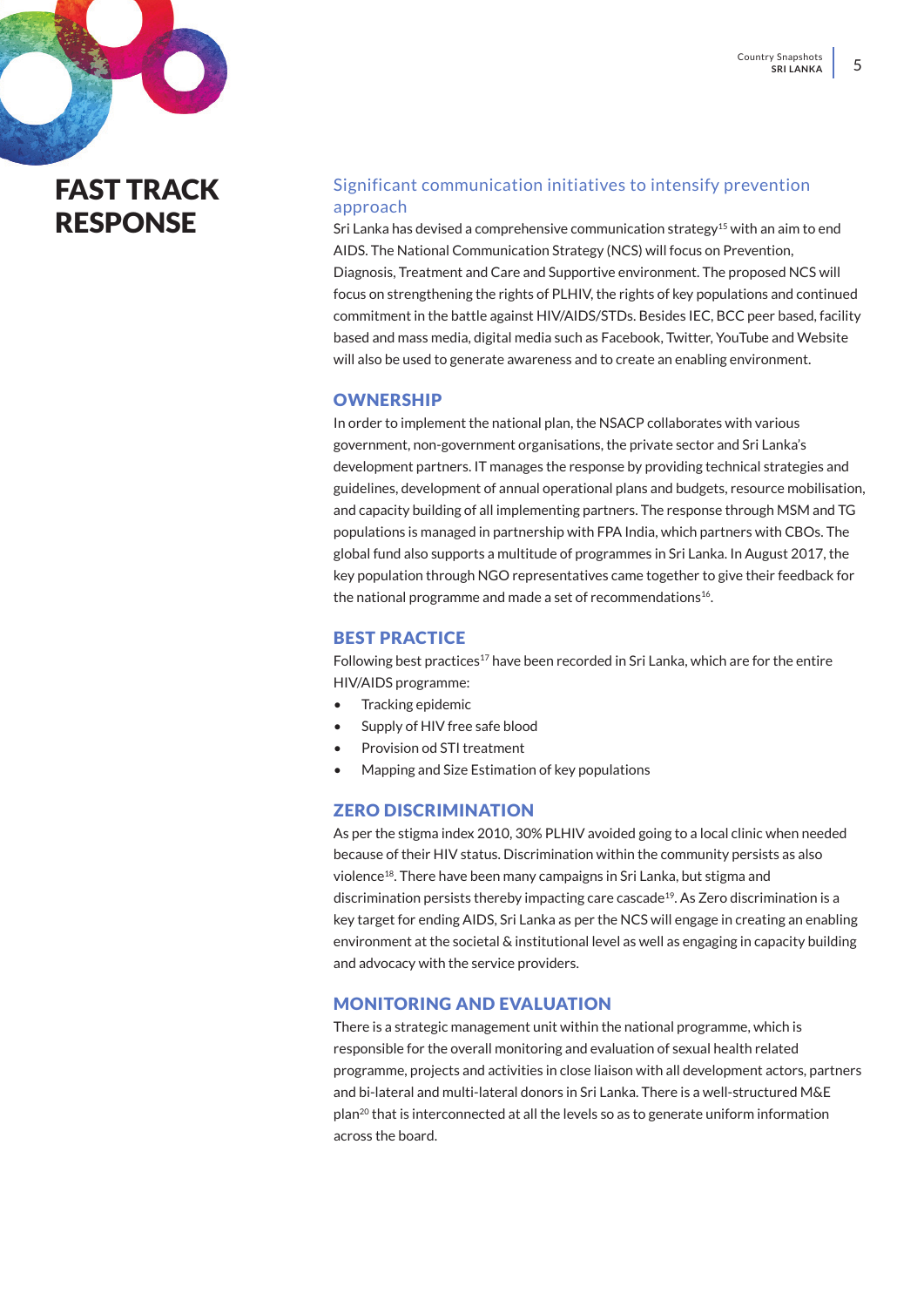# FAST TRACK RESPONSE

## Significant communication initiatives to intensify prevention approach

Sri Lanka has devised a comprehensive communication strategy[15] with an aim to end AIDS. The National Communication Strategy (NCS) will focus on Prevention, Diagnosis, Treatment and Care and Supportive environment. The proposed NCS will focus on strengthening the rights of PLHIV, the rights of key populations and continued commitment in the battle against HIV/AIDS/STDs. Besides IEC, BCC peer based, facility based and mass media, digital media such as Facebook, Twitter, YouTube and Website will also be used to generate awareness and to create an enabling environment.

## OWNERSHIP

In order to implement the national plan, the NSACP collaborates with various government, non-government organisations, the private sector and Sri Lanka's development partners. IT manages the response by providing technical strategies and guidelines, development of annual operational plans and budgets, resource mobilisation, and capacity building of all implementing partners. The response through MSM and TG populations is managed in partnership with FPA India, which partners with CBOs. The global fund also supports a multitude of programmes in Sri Lanka. In August 2017, the key population through NGO representatives came together to give their feedback for the national programme and made a set of recommendations[16].

## BEST PRACTICE

Following best practices[17] have been recorded in Sri Lanka, which are for the entire HIV/AIDS programme:

- Tracking epidemic
- Supply of HIV free safe blood
- Provision od STI treatment
- Mapping and Size Estimation of key populations

## ZERO DISCRIMINATION

As per the stigma index 2010, 30% PLHIV avoided going to a local clinic when needed because of their HIV status. Discrimination within the community persists as also violence[18]. There have been many campaigns in Sri Lanka, but stigma and discrimination persists thereby impacting care cascade[19]. As Zero discrimination is a key target for ending AIDS, Sri Lanka as per the NCS will engage in creating an enabling environment at the societal & institutional level as well as engaging in capacity building and advocacy with the service providers.

## MONITORING AND EVALUATION

There is a strategic management unit within the national programme, which is responsible for the overall monitoring and evaluation of sexual health related programme, projects and activities in close liaison with all development actors, partners and bi-lateral and multi-lateral donors in Sri Lanka. There is a well-structured M&E plan[20] that is interconnected at all the levels so as to generate uniform information across the board.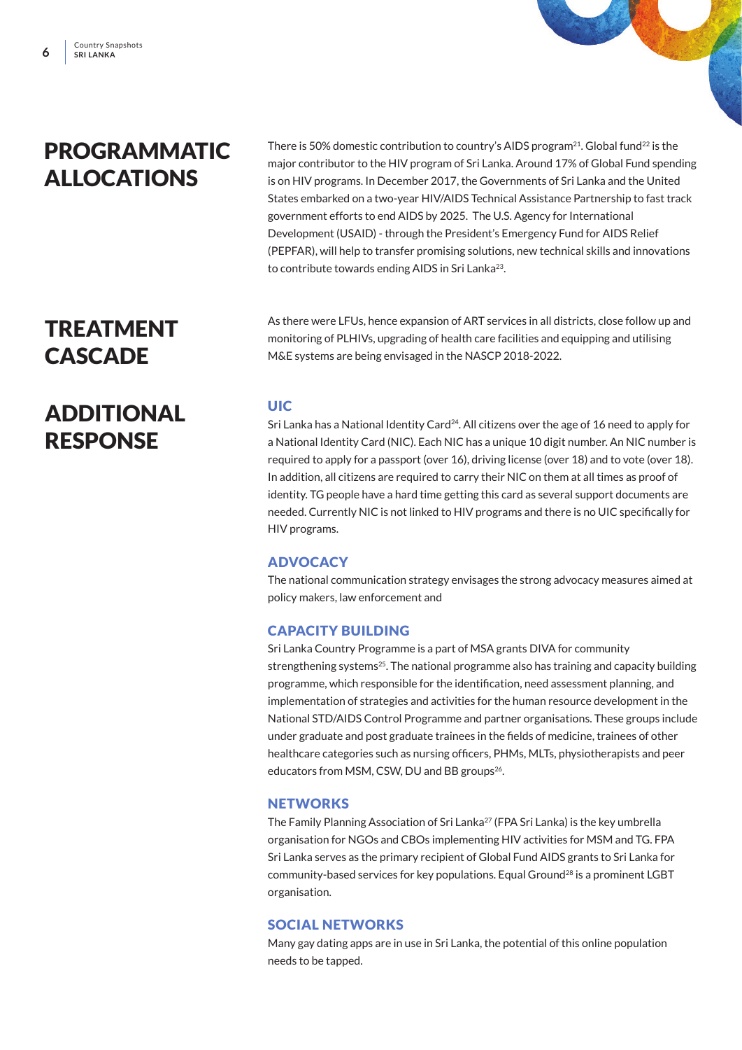## PROGRAMMATIC ALLOCATIONS

There is 50% domestic contribution to country's AIDS program[21]. Global fund[22] is the major contributor to the HIV program of Sri Lanka. Around 17% of Global Fund spending is on HIV programs. In December 2017, the Governments of Sri Lanka and the United States embarked on a two-year HIV/AIDS Technical Assistance Partnership to fast track government efforts to end AIDS by 2025. The U.S. Agency for International Development (USAID) - through the President's Emergency Fund for AIDS Relief (PEPFAR), will help to transfer promising solutions, new technical skills and innovations to contribute towards ending AIDS in Sri Lanka[23].

## TREATMENT CASCADE

As there were LFUs, hence expansion of ART services in all districts, close follow up and monitoring of PLHIVs, upgrading of health care facilities and equipping and utilising M&E systems are being envisaged in the NASCP 2018-2022.

## ADDITIONAL RESPONSE

### UIC

Sri Lanka has a National Identity Card[24]. All citizens over the age of 16 need to apply for a National Identity Card (NIC). Each NIC has a unique 10 digit number. An NIC number is required to apply for a passport (over 16), driving license (over 18) and to vote (over 18). In addition, all citizens are required to carry their NIC on them at all times as proof of identity. TG people have a hard time getting this card as several support documents are needed. Currently NIC is not linked to HIV programs and there is no UIC specifically for HIV programs.

### ADVOCACY

The national communication strategy envisages the strong advocacy measures aimed at policy makers, law enforcement and

### CAPACITY BUILDING

Sri Lanka Country Programme is a part of MSA grants DIVA for community strengthening systems[25]. The national programme also has training and capacity building programme, which responsible for the identification, need assessment planning, and implementation of strategies and activities for the human resource development in the National STD/AIDS Control Programme and partner organisations. These groups include under graduate and post graduate trainees in the fields of medicine, trainees of other healthcare categories such as nursing officers, PHMs, MLTs, physiotherapists and peer educators from MSM, CSW, DU and BB groups[26].

### NETWORKS

The Family Planning Association of Sri Lanka[27] (FPA Sri Lanka) is the key umbrella organisation for NGOs and CBOs implementing HIV activities for MSM and TG. FPA Sri Lanka serves as the primary recipient of Global Fund AIDS grants to Sri Lanka for community-based services for key populations. Equal Ground[28] is a prominent LGBT organisation.

### SOCIAL NETWORKS

Many gay dating apps are in use in Sri Lanka, the potential of this online population needs to be tapped.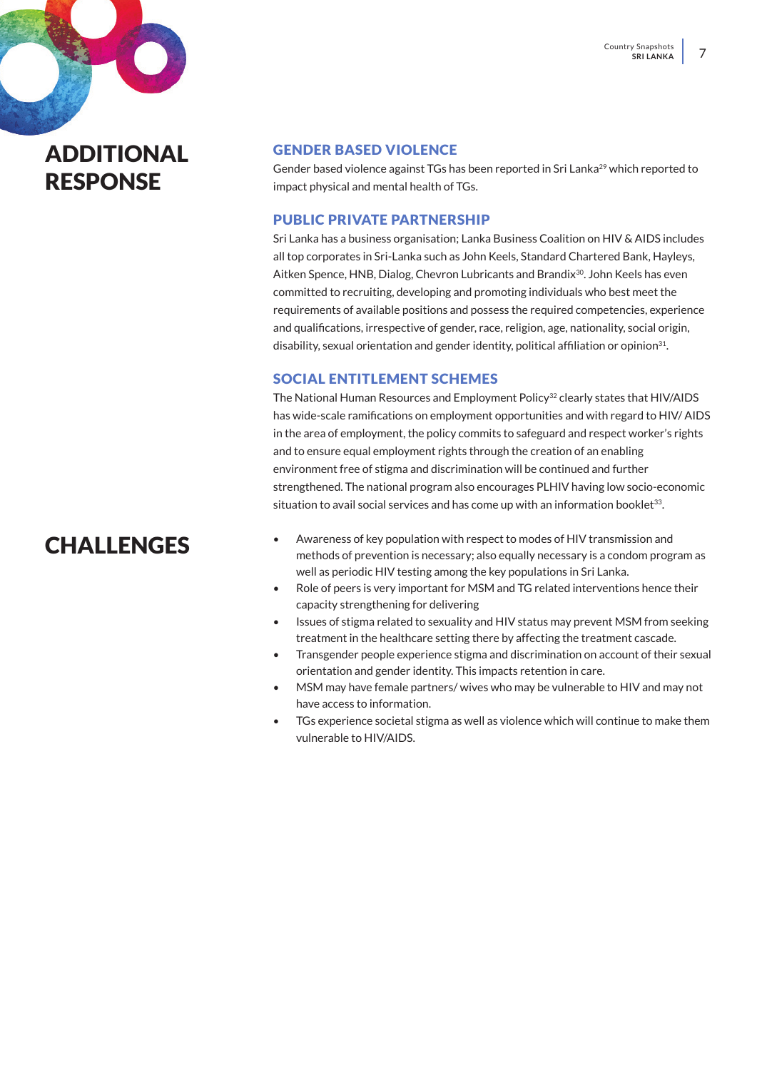# ADDITIONAL RESPONSE

## GENDER BASED VIOLENCE

Gender based violence against TGs has been reported in Sri Lanka[29] which reported to impact physical and mental health of TGs.

## PUBLIC PRIVATE PARTNERSHIP

Sri Lanka has a business organisation; Lanka Business Coalition on HIV & AIDS includes all top corporates in Sri-Lanka such as John Keels, Standard Chartered Bank, Hayleys, Aitken Spence, HNB, Dialog, Chevron Lubricants and Brandix[30]. John Keels has even committed to recruiting, developing and promoting individuals who best meet the requirements of available positions and possess the required competencies, experience and qualifications, irrespective of gender, race, religion, age, nationality, social origin, disability, sexual orientation and gender identity, political affiliation or opinion[31].

## SOCIAL ENTITLEMENT SCHEMES

The National Human Resources and Employment Policy[32] clearly states that HIV/AIDS has wide-scale ramifications on employment opportunities and with regard to HIV/ AIDS in the area of employment, the policy commits to safeguard and respect worker's rights and to ensure equal employment rights through the creation of an enabling environment free of stigma and discrimination will be continued and further strengthened. The national program also encourages PLHIV having low socio-economic situation to avail social services and has come up with an information booklet[33].

# CHALLENGES

- Awareness of key population with respect to modes of HIV transmission and methods of prevention is necessary; also equally necessary is a condom program as well as periodic HIV testing among the key populations in Sri Lanka.
- Role of peers is very important for MSM and TG related interventions hence their capacity strengthening for delivering
- Issues of stigma related to sexuality and HIV status may prevent MSM from seeking treatment in the healthcare setting there by affecting the treatment cascade.
- Transgender people experience stigma and discrimination on account of their sexual orientation and gender identity. This impacts retention in care.
- MSM may have female partners/ wives who may be vulnerable to HIV and may not have access to information.
- TGs experience societal stigma as well as violence which will continue to make them vulnerable to HIV/AIDS.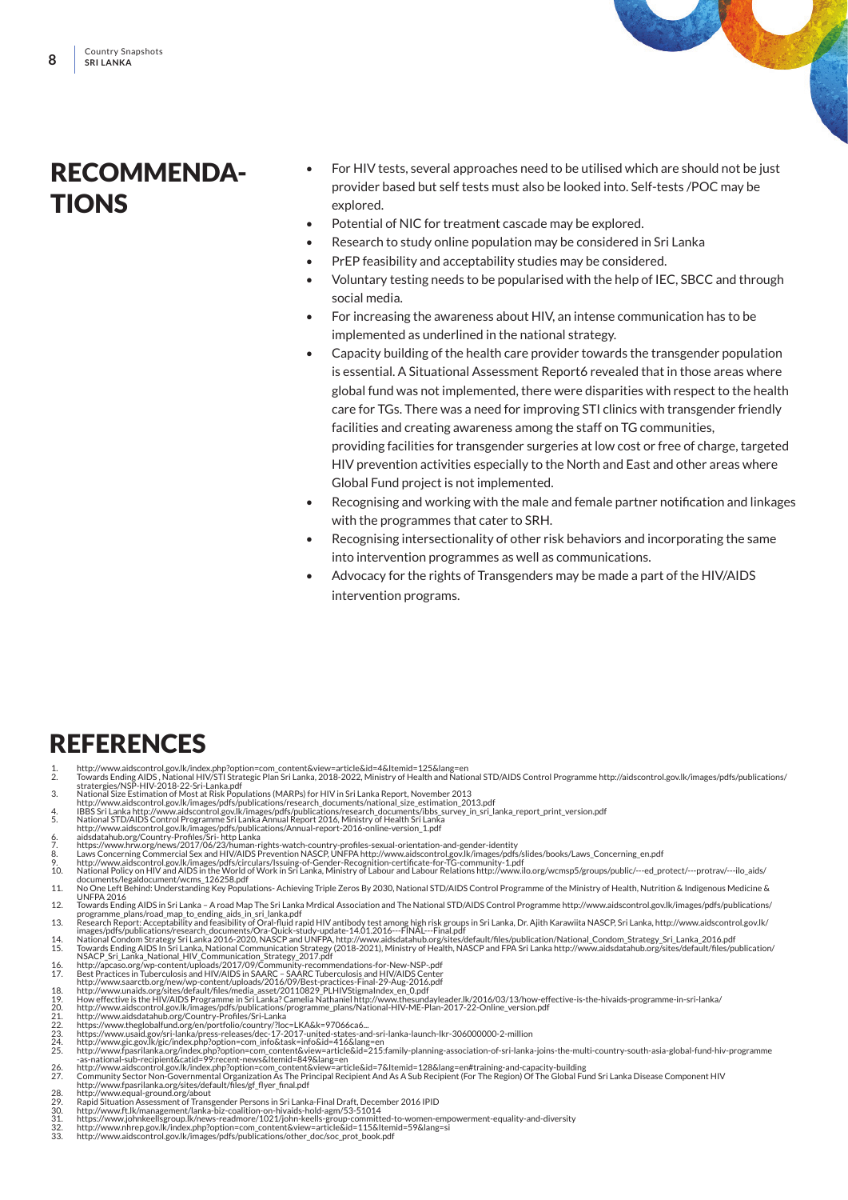## RECOMMENDATIONS

- For HIV tests, several approaches need to be utilised which are should not be just provider based but self tests must also be looked into. Self-tests /POC may be explored.
- Potential of NIC for treatment cascade may be explored.
- Research to study online population may be considered in Sri Lanka
- PrEP feasibility and acceptability studies may be considered.
- Voluntary testing needs to be popularised with the help of IEC, SBCC and through social media.
- For increasing the awareness about HIV, an intense communication has to be implemented as underlined in the national strategy.
- Capacity building of the health care provider towards the transgender population is essential. A Situational Assessment Report6 revealed that in those areas where global fund was not implemented, there were disparities with respect to the health care for TGs. There was a need for improving STI clinics with transgender friendly facilities and creating awareness among the staff on TG communities, providing facilities for transgender surgeries at low cost or free of charge, targeted HIV prevention activities especially to the North and East and other areas where Global Fund project is not implemented.
- Recognising and working with the male and female partner notification and linkages with the programmes that cater to SRH.
- Recognising intersectionality of other risk behaviors and incorporating the same into intervention programmes as well as communications.
- Advocacy for the rights of Transgenders may be made a part of the HIV/AIDS intervention programs.

## REFERENCES

1. http://www.aidscontrol.gov.lk/index.php?option=com_content&view=article&id=4&Itemid=125&lang=en
2. Towards Ending AIDS , National HIV/STI Strategic Plan Sri Lanka, 2018-2022, Ministry of Health and National STD/AIDS Control Programme http://aidscontrol.gov.lk/images/pdfs/publications/strategies/NSP-HIV-2018-22-Sri-Lanka.pdf
3. National Size Estimation of Most at Risk Populations (MARPs) for HIV in Sri Lanka Report, November 2013 http://www.aidscontrol.gov.lk/images/pdfs/publications/research_documents/national_size_estimation_2013.pdf
4. IBBS Sri Lanka http://www.aidscontrol.gov.lk/images/pdfs/publications/research_documents/ibbs_survey_in_sri_lanka_report_print_version.pdf
5. National STD/AIDS Control Programme Sri Lanka Annual Report 2016, Ministry of Health Sri Lanka http://www.aidscontrol.gov.lk/images/pdfs/publications/Annual-report-2016-online-version_1.pdf
6. aidsdatahub.org/Country-Profiles/Sri- http Lanka
7. https://www.hrw.org/news/2017/06/23/human-rights-watch-country-profiles-sexual-orientation-and-gender-identity
8. Laws Concerning Commercial Sex and HIV/AIDS Prevention NASCP, UNFPA http://www.aidscontrol.gov.lk/images/pdfs/slides/books/Laws_Concerning_en.pdf
9. http://www.aidscontrol.gov.lk/images/pdfs/circulars/Issuing-of-Gender-Recognition-certificate-for-TG-community-1.pdf
10. National Policy on HIV and AIDS in the World of Work in Sri Lanka, Ministry of Labour and Labour Relations http://www.ilo.org/wcmsp5/groups/public/---ed_protect/---protrav/---ilo_aids/documents/legaldocument/wcms_126258.pdf
11. No One Left Behind: Understanding Key Populations- Achieving Triple Zeros By 2030, National STD/AIDS Control Programme of the Ministry of Health, Nutrition & Indigenous Medicine & UNFPA 2016
12. Towards Ending AIDS in Sri Lanka – A road Map The Sri Lanka Mrdical Association and The National STD/AIDS Control Programme http://www.aidscontrol.gov.lk/images/pdfs/publications/programme_plans/road_map_to_ending_aids_in_sri_lanka.pdf
13. Research Report: Acceptability and feasibility of Oral-fluid rapid HIV antibody test among high risk groups in Sri Lanka, Dr. Ajith Karawiita NASCP, Sri Lanka, http://www.aidscontrol.gov.lk/images/pdfs/publications/research_documents/Ora-Quick-study-update-14.01.2016---FINAL--Final.pdf
14. National Condom Strategy Sri Lanka 2016-2020, NASCP and UNFPA, http://www.aidsdatahub.org/sites/default/files/publication/National_Condom_Strategy_Sri_Lanka_2016.pdf
15. Towards Ending AIDS In Sri Lanka, National Communication Strategy (2018-2021), Ministry of Health, NASCP and FPA Sri Lanka http://www.aidsdatahub.org/sites/default/files/publication/NSACP_Sri_Lanka_National_HIV_Communication_Strategy_2017.pdf
16. http://apcaso.org/wp-content/uploads/2017/09/Community-recommendations-for-New-NSP-.pdf
17. Best Practices in Tuberculosis and HIV/AIDS in SAARC – SAARC Tuberculosis and HIV/AIDS Center http://www.saarctb.org/new/wp-content/uploads/2016/09/Best-practices-Final-29-Aug-2016.pdf
18. http://www.unaids.org/sites/default/files/media_asset/20110829_PLHIVStigmaIndex_en_0.pdf
19. How effective is the HIV/AIDS Programme in Sri Lanka? Camelia Nathaniel http://www.thesundayleader.lk/2016/03/13/how-effective-is-the-hivaids-programme-in-sri-lanka/
20. http://www.aidscontrol.gov.lk/images/pdfs/publications/programme_plans/National-HIV-ME-Plan-2017-22-Online_version.pdf
21. http://www.aidsdatahub.org/Country-Profiles/Sri-Lanka
22. https://www.theglobalfund.org/en/portfolio/country/?loc=LKA&k=97066ca6...
23. https://www.usaid.gov/sri-lanka/press-releases/dec-17-2017-united-states-and-sri-lanka-launch-lkr-306000000-2-million
24. http://www.gic.gov.lk/gic/index.php?option=com_info&task=info&id=416&lang=en
25. http://www.fpasrilanka.org/index.php?option=com_content&view=article&id=215:family-planning-association-of-sri-lanka-joins-the-multi-country-south-asia-global-fund-hiv-programme-as-national-sub-recipient&catid=99:recent-news&Itemid=849&lang=en
26. http://www.aidscontrol.gov.lk/index.php?option=com_content&view=article&id=7&Itemid=128&lang=en#training-and-capacity-building
27. Community Sector Non-Governmental Organization As The Principal Recipient And As A Sub Recipient (For The Region) Of The Global Fund Sri Lanka Disease Component HIV http://www.fpasrilanka.org/sites/default/files/gf_flyer_final.pdf
28. http://www.equal-ground.org/about
29. Rapid Situation Assessment of Transgender Persons in Sri Lanka-Final Draft, December 2016 IPID
30. http://www.ft.lk/management/lanka-biz-coalition-on-hivaids-hold-agm/53-51014
31. https://www.johnkeellsgroup.lk/news-readmore/1021/john-keells-group-committed-to-women-empowerment-equality-and-diversity
32. http://www.nhrep.gov.lk/index.php?option=com_content&view=article&id=115&Itemid=59&lang=si
33. http://www.aidscontrol.gov.lk/images/pdfs/publications/other_doc/soc_prot_book.pdf